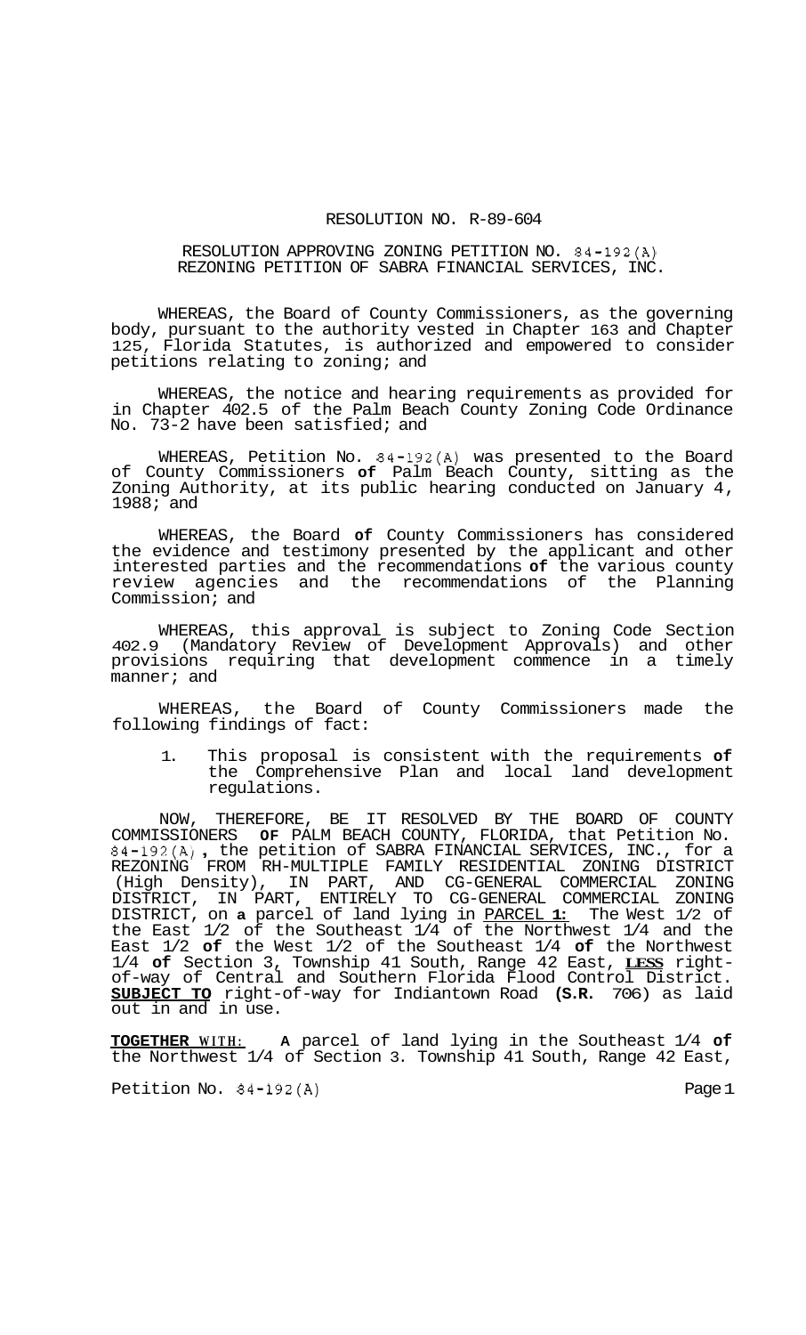RESOLUTION NO. R-89-604

RESOLUTION APPROVING ZONING PETITION NO. 84-192(A)
REZONING PETITION OF SABRA FINANCIAL SERVICES, INC.

WHEREAS, the Board of County Commissioners, as the governing body, pursuant to the authority vested in Chapter 163 and Chapter 125, Florida Statutes, is authorized and empowered to consider petitions relating to zoning; and

WHEREAS, the notice and hearing requirements as provided for in Chapter 402.5 of the Palm Beach County Zoning Code Ordinance No. 73-2 have been satisfied; and

WHEREAS, Petition No. 84-192(A) was presented to the Board of County Commissioners **of** Palm Beach County, sitting as the Zoning Authority, at its public hearing conducted on January 4, 1988; and

WHEREAS, the Board **of** County Commissioners has considered the evidence and testimony presented by the applicant and other interested parties and the recommendations **of** the various county review agencies and the recommendations of the Planning Commission; and

WHEREAS, this approval is subject to Zoning Code Section 402.9 (Mandatory Review of Development Approvals) and other provisions requiring that development commence in a timely manner; and

WHEREAS, the Board of County Commissioners made the following findings of fact:

1. This proposal is consistent with the requirements **of** the Comprehensive Plan and local land development regulations.

NOW, THEREFORE, BE IT RESOLVED BY THE BOARD OF COUNTY COMMISSIONERS **OF** PALM BEACH COUNTY, FLORIDA, that Petition No. 84-192(A), the petition of SABRA FINANCIAL SERVICES, INC., for a REZONING FROM RH-MULTIPLE FAMILY RESIDENTIAL ZONING DISTRICT (High Density), IN PART, AND CG-GENERAL COMMERCIAL ZONING DISTRICT, IN PART, ENTIRELY TO CG-GENERAL COMMERCIAL ZONING DISTRICT, on **a** parcel of land lying in PARCEL **1:** The West 1/2 of the East 1/2 of the Southeast 1/4 of the Northwest 1/4 and the East 1/2 **of** the West 1/2 of the Southeast 1/4 **of** the Northwest 1/4 **of** Section 3, Township 41 South, Range 42 East, **LESS** right-of-way of Central and Southern Florida Flood Control District. **SUBJECT TO** right-of-way for Indiantown Road **(S.R.** 706) as laid out in and in use.

**TOGETHER WITH:** **A** parcel of land lying in the Southeast 1/4 **of** the Northwest 1/4 of Section 3. Township 41 South, Range 42 East,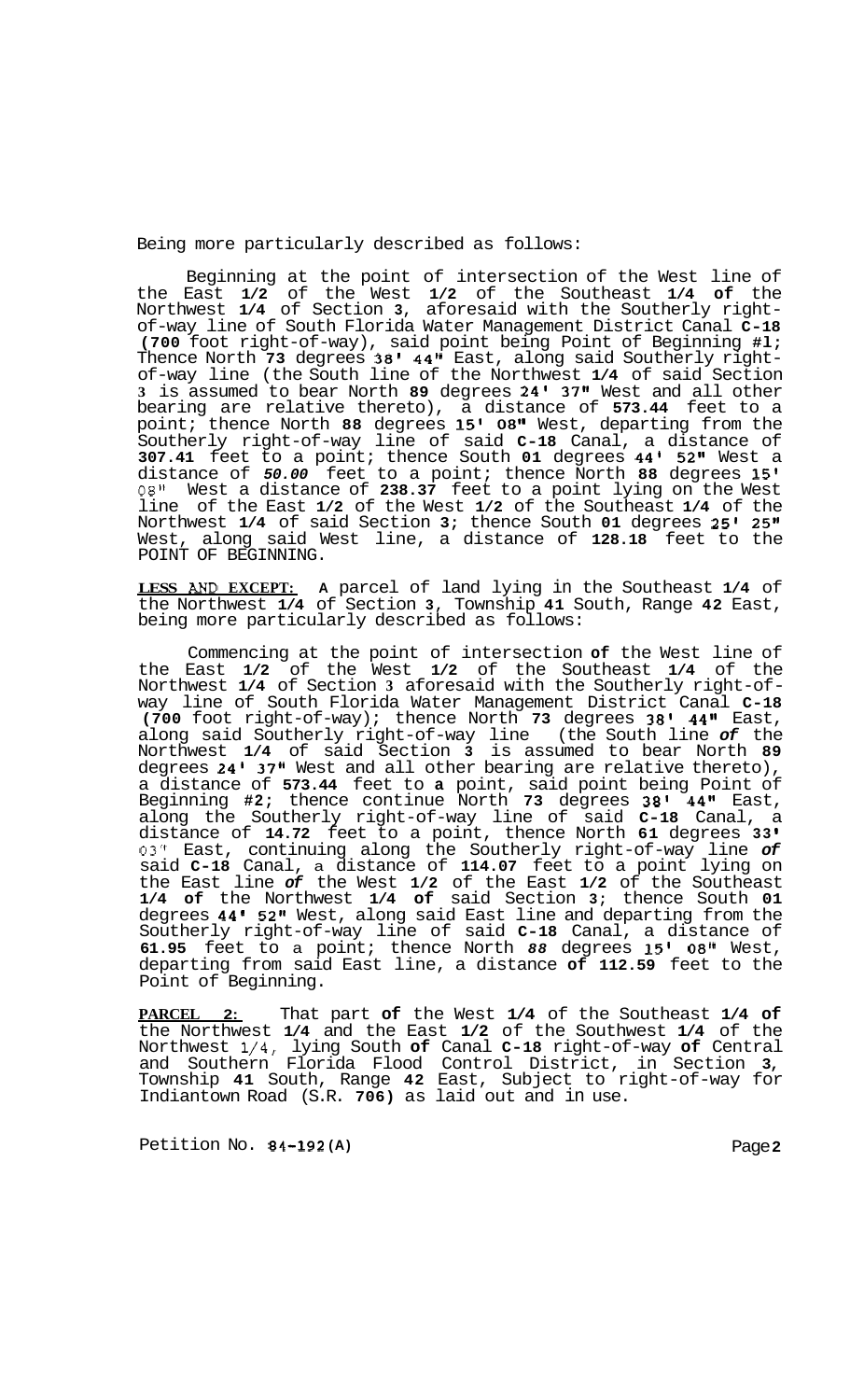Being more particularly described as follows:

Beginning at the point of intersection of the West line of the East **1/2** of the West **1/2** of the Southeast **1/4 of** the Northwest **1/4** of Section **3**, aforesaid with the Southerly right-of-way line of South Florida Water Management District Canal **C-18 (700** foot right-of-way), said point being Point of Beginning **#1;** Thence North **73** degrees **38' 44"** East, along said Southerly right-of-way line (the South line of the Northwest **1/4** of said Section **3** is assumed to bear North **89** degrees **24' 37"** West and all other bearing are relative thereto), a distance of **573.44** feet to a point; thence North **88** degrees **15' 08"** West, departing from the Southerly right-of-way line of said **C-18** Canal, a distance of **307.41** feet to a point; thence South **01** degrees **44' 52"** West a distance of ***50.00*** feet to a point; thence North **88** degrees **15' 08"** West a distance of **238.37** feet to a point lying on the West line of the East **1/2** of the West **1/2** of the Southeast **1/4** of the Northwest **1/4** of said Section **3;** thence South **01** degrees **25' 25"** West, along said West line, a distance of **128.18** feet to the POINT OF BEGINNING.

**LESS AND EXCEPT:** **A** parcel of land lying in the Southeast **1/4** of the Northwest **1/4** of Section **3**, Township **41** South, Range **42** East, being more particularly described as follows:

Commencing at the point of intersection **of** the West line of the East **1/2** of the West **1/2** of the Southeast **1/4** of the Northwest **1/4** of Section **3** aforesaid with the Southerly right-of-way line of South Florida Water Management District Canal **C-18 (700** foot right-of-way); thence North **73** degrees **38' 44"** East, along said Southerly right-of-way line (the South line ***of*** the Northwest **1/4** of said Section **3** is assumed to bear North **89** degrees **24' 37"** West and all other bearing are relative thereto), a distance of **573.44** feet to **a** point, said point being Point of Beginning **#2;** thence continue North **73** degrees **38' 44"** East, along the Southerly right-of-way line of said **C-18** Canal, a distance of **14.72** feet to a point, thence North **61** degrees **33' 03"** East, continuing along the Southerly right-of-way line ***of*** said **C-18** Canal, a distance of **114.07** feet to a point lying on the East line ***of*** the West **1/2** of the East **1/2** of the Southeast **1/4 of** the Northwest **1/4 of** said Section **3**; thence South **01** degrees **44' 52"** West, along said East line and departing from the Southerly right-of-way line of said **C-18** Canal, a distance of **61.95** feet to a point; thence North ***88*** degrees **15' 08"** West, departing from said East line, a distance **of 112.59** feet to the Point of Beginning.

**PARCEL 2:** That part **of** the West **1/4** of the Southeast **1/4 of** the Northwest **1/4** and the East **1/2** of the Southwest **1/4** of the Northwest 1/4, lying South **of** Canal **C-18** right-of-way **of** Central and Southern Florida Flood Control District, in Section **3**, Township **41** South, Range **42** East, Subject to right-of-way for Indiantown Road (S.R. **706)** as laid out and in use.

Petition No. **84-192(A)**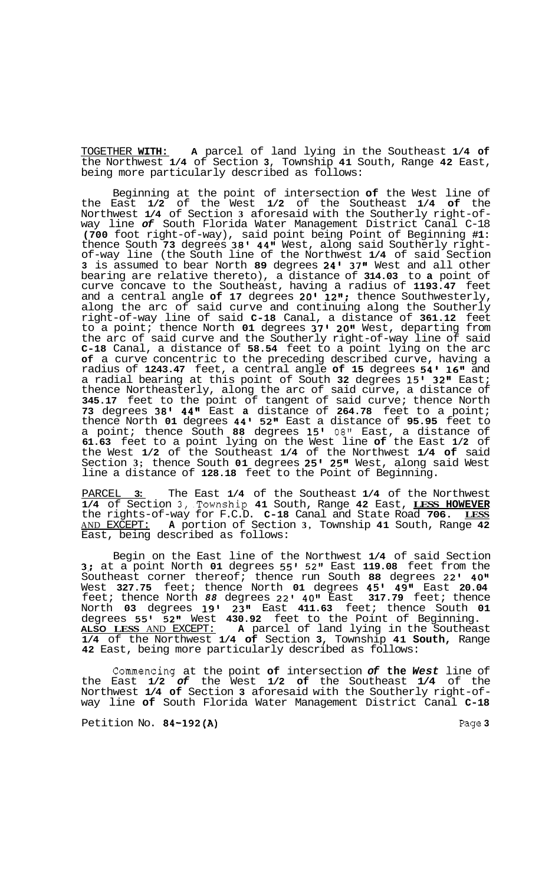TOGETHER WITH: A parcel of land lying in the Southeast 1/4 of the Northwest 1/4 of Section 3, Township 41 South, Range 42 East, being more particularly described as follows:

Beginning at the point of intersection of the West line of the East 1/2 of the West 1/2 of the Southeast 1/4 of the Northwest 1/4 of Section 3 aforesaid with the Southerly right-of-way line of South Florida Water Management District Canal C-18 (700 foot right-of-way), said point being Point of Beginning #1: thence South 73 degrees 38' 44" West, along said Southerly right-of-way line (the South line of the Northwest 1/4 of said Section 3 is assumed to bear North 89 degrees 24' 37" West and all other bearing are relative thereto), a distance of 314.03 to a point of curve concave to the Southeast, having a radius of 1193.47 feet and a central angle of 17 degrees 20' 12"; thence Southwesterly, along the arc of said curve and continuing along the Southerly right-of-way line of said C-18 Canal, a distance of 361.12 feet to a point; thence North 01 degrees 37' 20" West, departing from the arc of said curve and the Southerly right-of-way line of said C-18 Canal, a distance of 58.54 feet to a point lying on the arc of a curve concentric to the preceding described curve, having a radius of 1243.47 feet, a central angle of 15 degrees 54' 16" and a radial bearing at this point of South 32 degrees 15' 32" East; thence Northeasterly, along the arc of said curve, a distance of 345.17 feet to the point of tangent of said curve; thence North 73 degrees 38' 44" East a distance of 264.78 feet to a point; thence North 01 degrees 44' 52" East a distance of 95.95 feet to a point; thence South 88 degrees 15' 08" East, a distance of 61.63 feet to a point lying on the West line of the East 1/2 of the West 1/2 of the Southeast 1/4 of the Northwest 1/4 of said Section 3; thence South 01 degrees 25' 25" West, along said West line a distance of 128.18 feet to the Point of Beginning.

PARCEL 3: The East 1/4 of the Southeast 1/4 of the Northwest 1/4 of Section 3, Township 41 South, Range 42 East, **LESS HOWEVER** the rights-of-way for F.C.D. C-18 Canal and State Road 706. **LESS AND EXCEPT:** A portion of Section 3, Township 41 South, Range 42 East, being described as follows:

Begin on the East line of the Northwest 1/4 of said Section 3; at a point North 01 degrees 55' 52" East 119.08 feet from the Southeast corner thereof; thence run South 88 degrees 22' 40" West 327.75 feet; thence North 01 degrees 45' 49" East 20.04 feet; thence North 88 degrees 22' 40" East 317.79 feet; thence North 03 degrees 19' 23" East 411.63 feet; thence South 01 degrees 55' 52" West 430.92 feet to the Point of Beginning. **ALSO LESS AND EXCEPT:** A parcel of land lying in the Southeast 1/4 of the Northwest 1/4 of Section 3, Township 41 South, Range 42 East, being more particularly described as follows:

Commencing at the point of intersection of the West line of the East 1/2 of the West 1/2 of the Southeast 1/4 of the Northwest 1/4 of Section 3 aforesaid with the Southerly right-of-way line of South Florida Water Management District Canal C-18

Petition No. 84-192(A)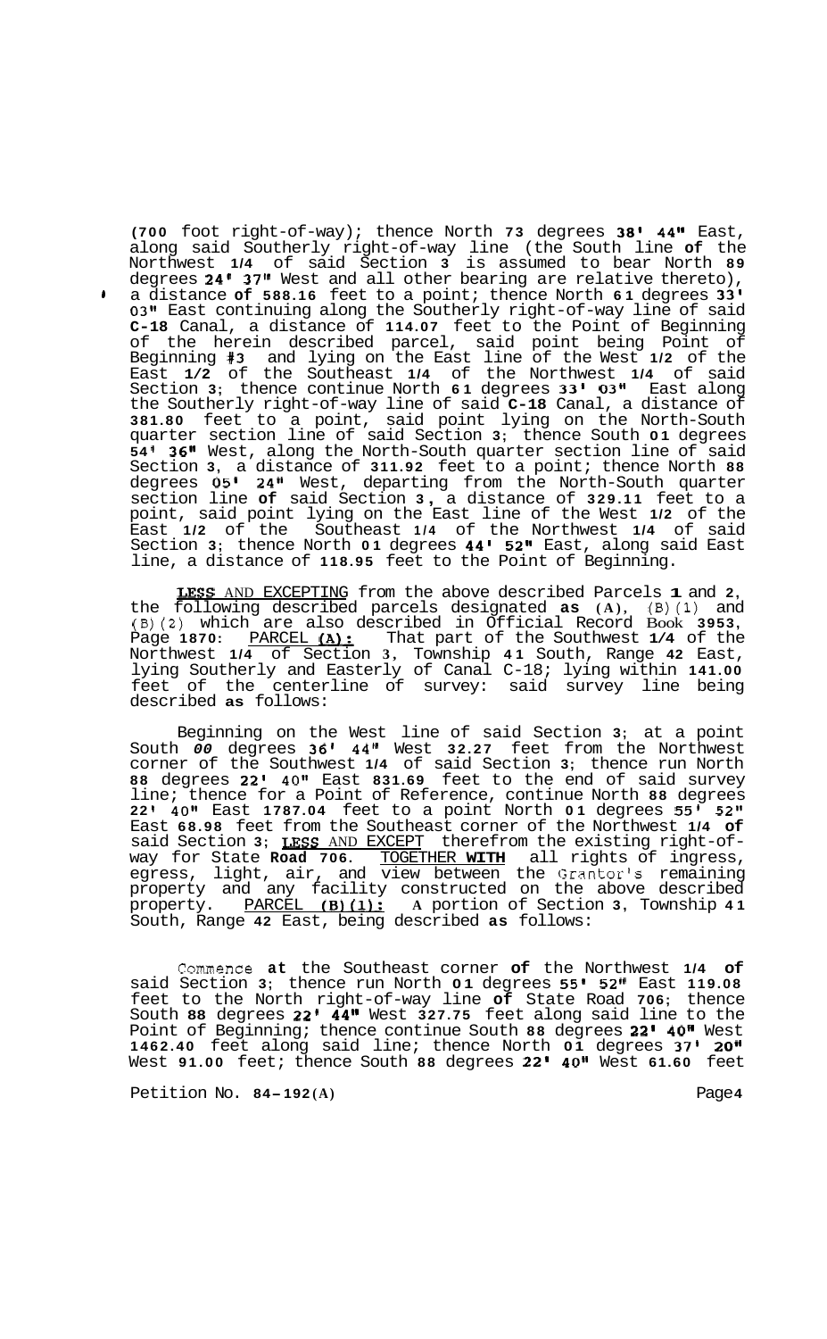(700 foot right-of-way); thence North 73 degrees 38' 44" East, along said Southerly right-of-way line (the South line of the Northwest 1/4 of said Section 3 is assumed to bear North 89 degrees 24' 37" West and all other bearing are relative thereto), a distance of 588.16 feet to a point; thence North 61 degrees 33' 03" East continuing along the Southerly right-of-way line of said C-18 Canal, a distance of 114.07 feet to the Point of Beginning of the herein described parcel, said point being Point of Beginning #3 and lying on the East line of the West 1/2 of the East 1/2 of the Southeast 1/4 of the Northwest 1/4 of said Section 3; thence continue North 61 degrees 33' 03" East along the Southerly right-of-way line of said C-18 Canal, a distance of 381.80 feet to a point, said point lying on the North-South quarter section line of said Section 3; thence South 01 degrees 54' 36" West, along the North-South quarter section line of said Section 3, a distance of 311.92 feet to a point; thence North 88 degrees 05' 24" West, departing from the North-South quarter section line of said Section 3, a distance of 329.11 feet to a point, said point lying on the East line of the West 1/2 of the East 1/2 of the Southeast 1/4 of the Northwest 1/4 of said Section 3; thence North 01 degrees 44' 52" East, along said East line, a distance of 118.95 feet to the Point of Beginning.

LESS AND EXCEPTING from the above described Parcels 1 and 2, the following described parcels designated as (A), (B)(1) and (B)(2) which are also described in Official Record Book 3953, Page 1870: PARCEL (A): That part of the Southwest 1/4 of the Northwest 1/4 of Section 3, Township 41 South, Range 42 East, lying Southerly and Easterly of Canal C-18; lying within 141.00 feet of the centerline of survey: said survey line being described as follows:

Beginning on the West line of said Section 3; at a point South 00 degrees 36' 44" West 32.27 feet from the Northwest corner of the Southwest 1/4 of said Section 3; thence run North 88 degrees 22' 40" East 831.69 feet to the end of said survey line; thence for a Point of Reference, continue North 88 degrees 22' 40" East 1787.04 feet to a point North 01 degrees 55' 52" East 68.98 feet from the Southeast corner of the Northwest 1/4 of said Section 3; LESS AND EXCEPT therefrom the existing right-of-way for State Road 706. TOGETHER WITH all rights of ingress, egress, light, air, and view between the Grantor's remaining property and any facility constructed on the above described property. PARCEL (B)(1): A portion of Section 3, Township 41 South, Range 42 East, being described as follows:

Commence at the Southeast corner of the Northwest 1/4 of said Section 3; thence run North 01 degrees 55' 52" East 119.08 feet to the North right-of-way line of State Road 706; thence South 88 degrees 22' 44" West 327.75 feet along said line to the Point of Beginning; thence continue South 88 degrees 22' 40" West 1462.40 feet along said line; thence North 01 degrees 37' 20" West 91.00 feet; thence South 88 degrees 22' 40" West 61.60 feet

Petition No. 84-192(A)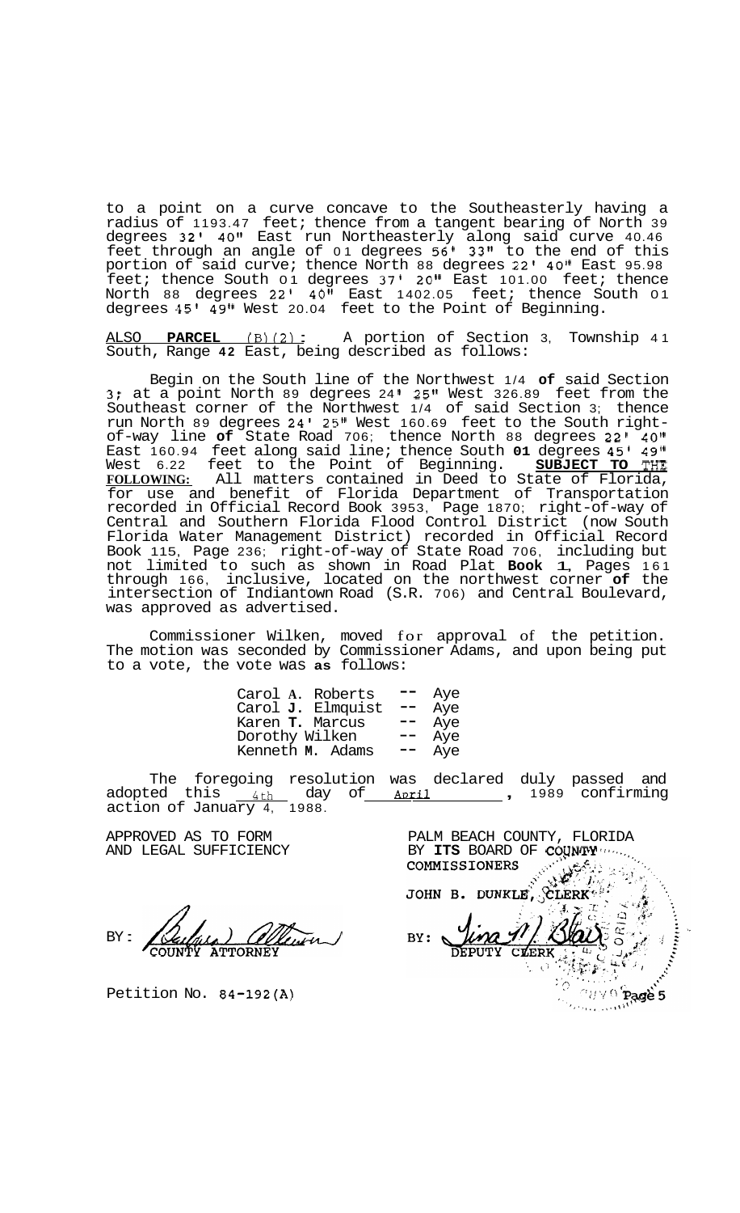to a point on a curve concave to the Southeasterly having a radius of 1193.47 feet; thence from a tangent bearing of North 39 degrees 32' 40" East run Northeasterly along said curve 40.46 feet through an angle of 01 degrees 56' 33" to the end of this portion of said curve; thence North 88 degrees 22' 40" East 95.98 feet; thence South 01 degrees 37' 20" East 101.00 feet; thence North 88 degrees 22' 40" East 1402.05 feet; thence South 01 degrees 45' 49" West 20.04 feet to the Point of Beginning.

ALSO **PARCEL** (B)(2): A portion of Section 3, Township 41 South, Range 42 East, being described as follows:

Begin on the South line of the Northwest 1/4 **of** said Section 3; at a point North 89 degrees 24' 25" West 326.89 feet from the Southeast corner of the Northwest 1/4 of said Section 3; thence run North 89 degrees 24' 25" West 160.69 feet to the South right-of-way line **of** State Road 706; thence North 88 degrees 22' 40" East 160.94 feet along said line; thence South **01** degrees 45' 49" West 6.22 feet to the Point of Beginning. **SUBJECT TO THE FOLLOWING:** All matters contained in Deed to State of Florida, for use and benefit of Florida Department of Transportation recorded in Official Record Book 3953, Page 1870; right-of-way of Central and Southern Florida Flood Control District (now South Florida Water Management District) recorded in Official Record Book 115, Page 236; right-of-way of State Road 706, including but not limited to such as shown in Road Plat **Book 1**, Pages 161 through 166, inclusive, located on the northwest corner **of** the intersection of Indiantown Road (S.R. 706) and Central Boulevard, was approved as advertised.

Commissioner Wilken, moved for approval of the petition. The motion was seconded by Commissioner Adams, and upon being put to a vote, the vote was **as** follows:

| | | |
|---|---|---|
| Carol A. Roberts | -- | Aye |
| Carol J. Elmquist | -- | Aye |
| Karen T. Marcus | -- | Aye |
| Dorothy Wilken | -- | Aye |
| Kenneth M. Adams | -- | Aye |

The foregoing resolution was declared duly passed and adopted this 4th day of April, 1989 confirming action of January 4, 1988.

APPROVED AS TO FORM AND LEGAL SUFFICIENCY

BY: COUNTY ATTORNEY

PALM BEACH COUNTY, FLORIDA BY ITS BOARD OF COUNTY COMMISSIONERS

JOHN B. DUNKLE, CLERK

BY: DEPUTY CLERK

Petition No. 84-192(A)